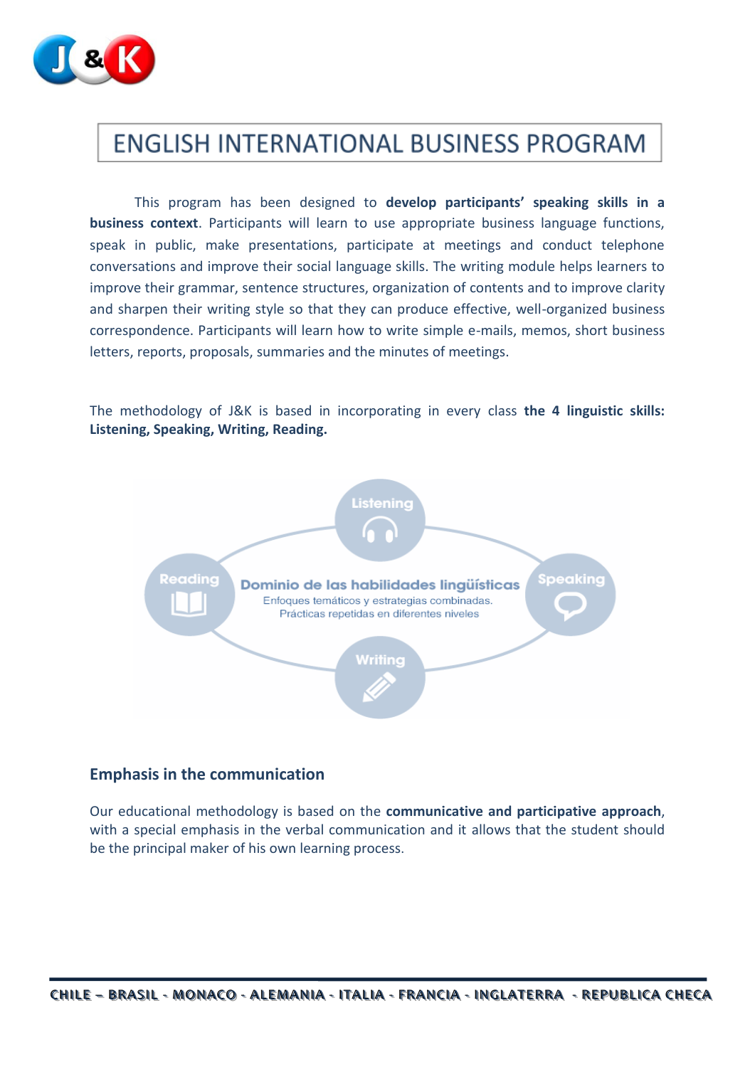# ENGLISH INTERNATIONAL BUSINESS PROGRAM

This program has been designed to **develop participants' speaking skills in a business context**. Participants will learn to use appropriate business language functions, speak in public, make presentations, participate at meetings and conduct telephone conversations and improve their social language skills. The writing module helps learners to improve their grammar, sentence structures, organization of contents and to improve clarity and sharpen their writing style so that they can produce effective, well-organized business correspondence. Participants will learn how to write simple e-mails, memos, short business letters, reports, proposals, summaries and the minutes of meetings.

The methodology of J&K is based in incorporating in every class **the 4 linguistic skills: Listening, Speaking, Writing, Reading.**

Listening

Reading

**Dominio de las habilidades lingüísticas**

Enfoques temáticos y estrategias combinadas.
Prácticas repetidas en diferentes niveles

Speaking

Writing

## Emphasis in the communication

Our educational methodology is based on the **communicative and participative approach**, with a special emphasis in the verbal communication and it allows that the student should be the principal maker of his own learning process.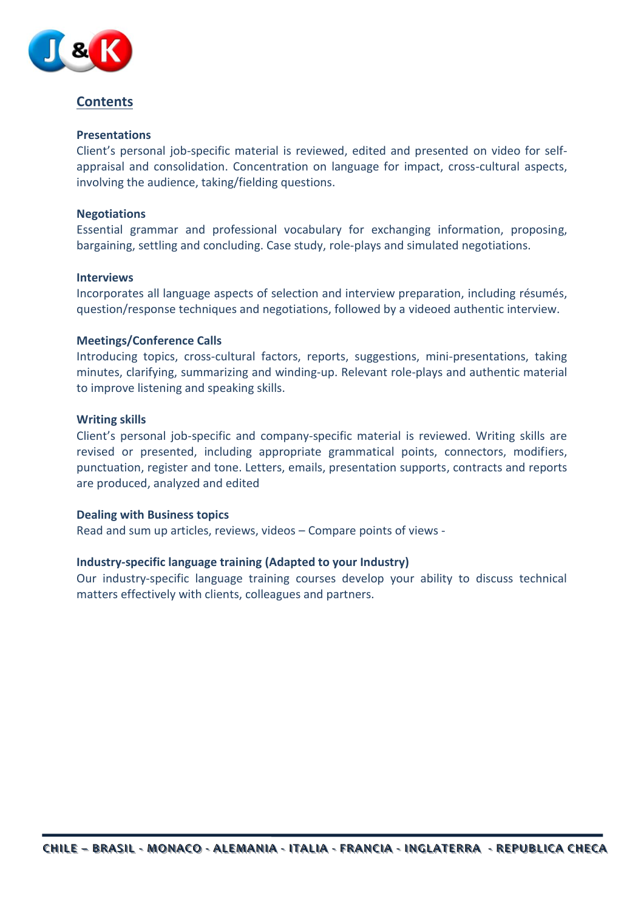## Contents

**Presentations**

Client's personal job-specific material is reviewed, edited and presented on video for self-appraisal and consolidation. Concentration on language for impact, cross-cultural aspects, involving the audience, taking/fielding questions.

**Negotiations**

Essential grammar and professional vocabulary for exchanging information, proposing, bargaining, settling and concluding. Case study, role-plays and simulated negotiations.

**Interviews**

Incorporates all language aspects of selection and interview preparation, including résumés, question/response techniques and negotiations, followed by a videoed authentic interview.

**Meetings/Conference Calls**

Introducing topics, cross-cultural factors, reports, suggestions, mini-presentations, taking minutes, clarifying, summarizing and winding-up. Relevant role-plays and authentic material to improve listening and speaking skills.

**Writing skills**

Client's personal job-specific and company-specific material is reviewed. Writing skills are revised or presented, including appropriate grammatical points, connectors, modifiers, punctuation, register and tone. Letters, emails, presentation supports, contracts and reports are produced, analyzed and edited

**Dealing with Business topics**

Read and sum up articles, reviews, videos – Compare points of views -

**Industry-specific language training (Adapted to your Industry)**

Our industry-specific language training courses develop your ability to discuss technical matters effectively with clients, colleagues and partners.

CHILE – BRASIL - MONACO - ALEMANIA - ITALIA - FRANCIA - INGLATERRA - REPUBLICA CHECA